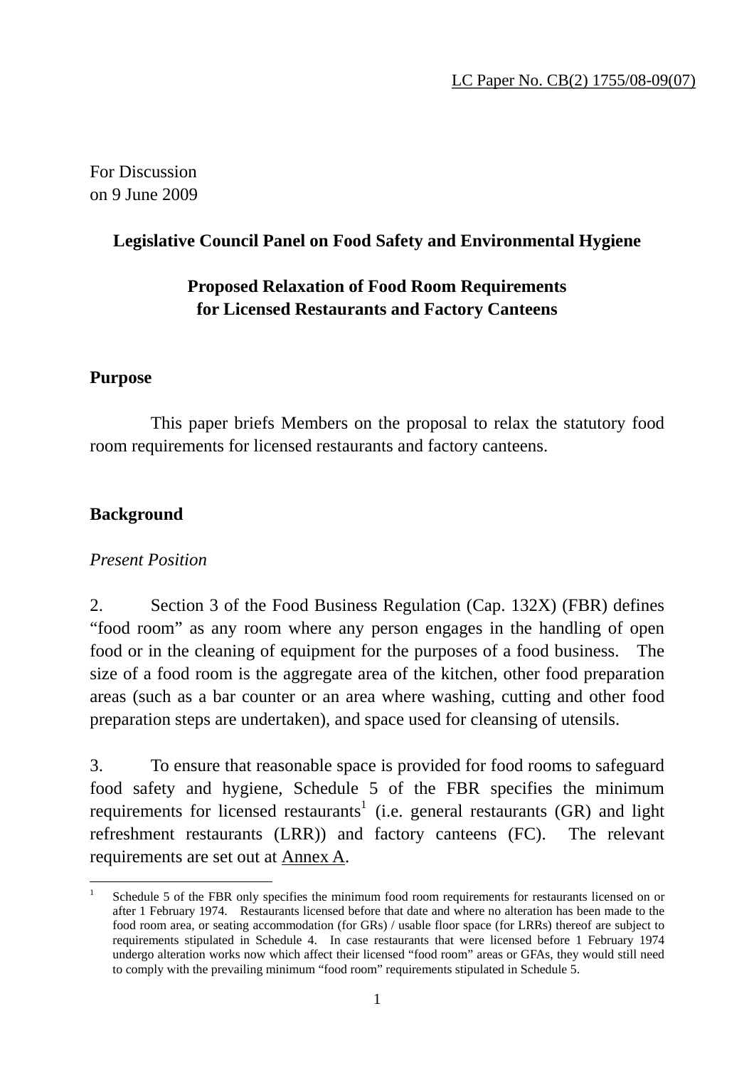LC Paper No. CB(2) 1755/08-09(07)

For Discussion
on 9 June 2009

**Legislative Council Panel on Food Safety and Environmental Hygiene**

**Proposed Relaxation of Food Room Requirements for Licensed Restaurants and Factory Canteens**

## Purpose

This paper briefs Members on the proposal to relax the statutory food room requirements for licensed restaurants and factory canteens.

## Background

*Present Position*

2. Section 3 of the Food Business Regulation (Cap. 132X) (FBR) defines "food room" as any room where any person engages in the handling of open food or in the cleaning of equipment for the purposes of a food business. The size of a food room is the aggregate area of the kitchen, other food preparation areas (such as a bar counter or an area where washing, cutting and other food preparation steps are undertaken), and space used for cleansing of utensils.

3. To ensure that reasonable space is provided for food rooms to safeguard food safety and hygiene, Schedule 5 of the FBR specifies the minimum requirements for licensed restaurants[1] (i.e. general restaurants (GR) and light refreshment restaurants (LRR)) and factory canteens (FC). The relevant requirements are set out at Annex A.

---

[1] Schedule 5 of the FBR only specifies the minimum food room requirements for restaurants licensed on or after 1 February 1974. Restaurants licensed before that date and where no alteration has been made to the food room area, or seating accommodation (for GRs) / usable floor space (for LRRs) thereof are subject to requirements stipulated in Schedule 4. In case restaurants that were licensed before 1 February 1974 undergo alteration works now which affect their licensed "food room" areas or GFAs, they would still need to comply with the prevailing minimum "food room" requirements stipulated in Schedule 5.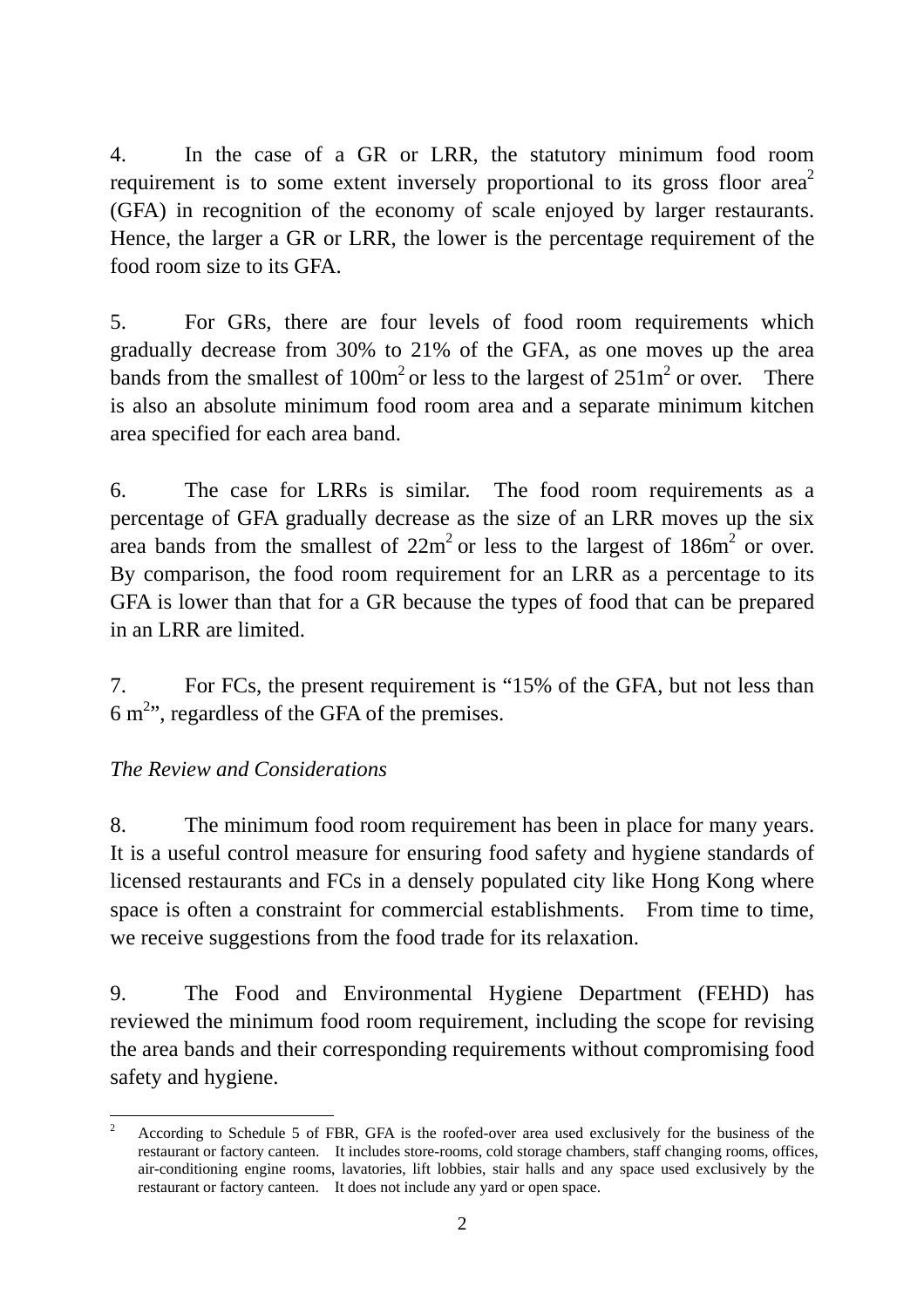4. In the case of a GR or LRR, the statutory minimum food room requirement is to some extent inversely proportional to its gross floor area[2] (GFA) in recognition of the economy of scale enjoyed by larger restaurants. Hence, the larger a GR or LRR, the lower is the percentage requirement of the food room size to its GFA.

5. For GRs, there are four levels of food room requirements which gradually decrease from 30% to 21% of the GFA, as one moves up the area bands from the smallest of $100m^2$ or less to the largest of $251m^2$ or over. There is also an absolute minimum food room area and a separate minimum kitchen area specified for each area band.

6. The case for LRRs is similar. The food room requirements as a percentage of GFA gradually decrease as the size of an LRR moves up the six area bands from the smallest of $22m^2$ or less to the largest of $186m^2$ or over. By comparison, the food room requirement for an LRR as a percentage to its GFA is lower than that for a GR because the types of food that can be prepared in an LRR are limited.

7. For FCs, the present requirement is "15% of the GFA, but not less than $6\ m^2$", regardless of the GFA of the premises.

*The Review and Considerations*

8. The minimum food room requirement has been in place for many years. It is a useful control measure for ensuring food safety and hygiene standards of licensed restaurants and FCs in a densely populated city like Hong Kong where space is often a constraint for commercial establishments. From time to time, we receive suggestions from the food trade for its relaxation.

9. The Food and Environmental Hygiene Department (FEHD) has reviewed the minimum food room requirement, including the scope for revising the area bands and their corresponding requirements without compromising food safety and hygiene.

---

[2] According to Schedule 5 of FBR, GFA is the roofed-over area used exclusively for the business of the restaurant or factory canteen. It includes store-rooms, cold storage chambers, staff changing rooms, offices, air-conditioning engine rooms, lavatories, lift lobbies, stair halls and any space used exclusively by the restaurant or factory canteen. It does not include any yard or open space.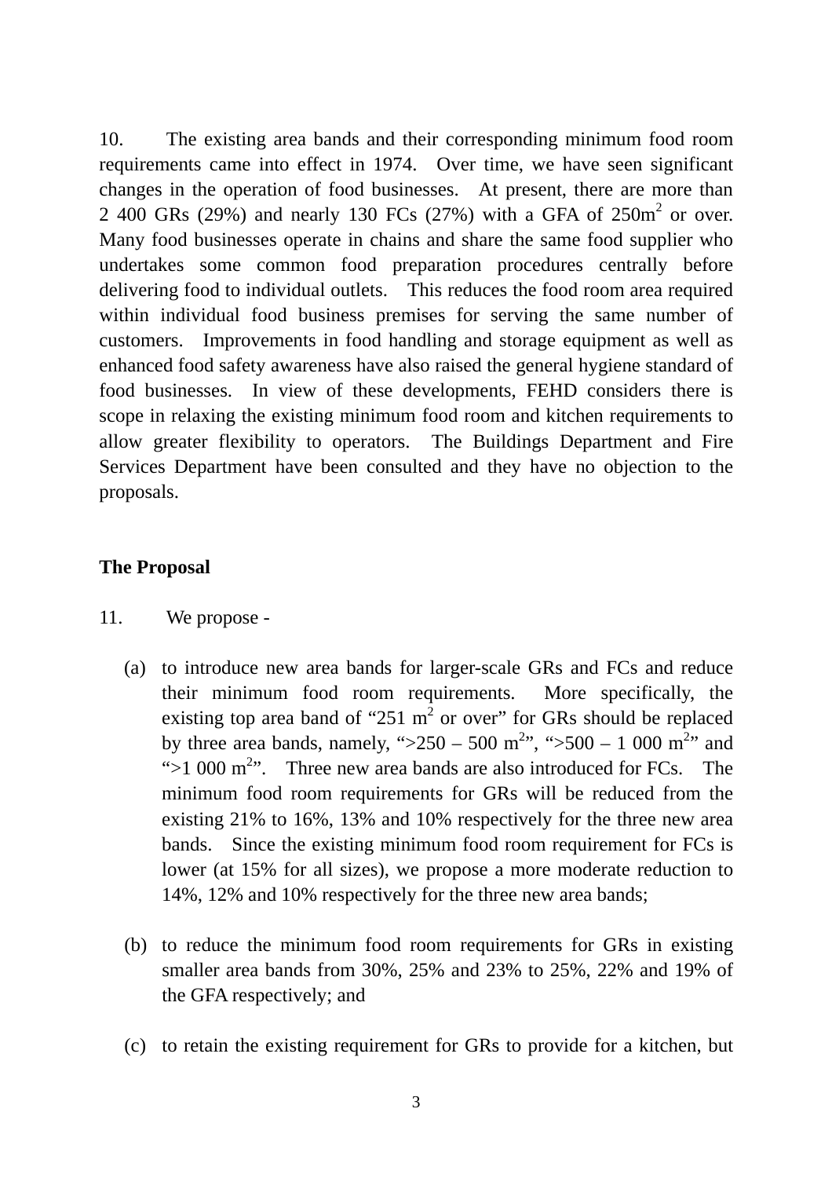10. The existing area bands and their corresponding minimum food room requirements came into effect in 1974. Over time, we have seen significant changes in the operation of food businesses. At present, there are more than 2 400 GRs (29%) and nearly 130 FCs (27%) with a GFA of 250m$^2$ or over. Many food businesses operate in chains and share the same food supplier who undertakes some common food preparation procedures centrally before delivering food to individual outlets. This reduces the food room area required within individual food business premises for serving the same number of customers. Improvements in food handling and storage equipment as well as enhanced food safety awareness have also raised the general hygiene standard of food businesses. In view of these developments, FEHD considers there is scope in relaxing the existing minimum food room and kitchen requirements to allow greater flexibility to operators. The Buildings Department and Fire Services Department have been consulted and they have no objection to the proposals.

**The Proposal**

11. We propose -

(a) to introduce new area bands for larger-scale GRs and FCs and reduce their minimum food room requirements. More specifically, the existing top area band of "251 m$^2$ or over" for GRs should be replaced by three area bands, namely, ">250 – 500 m$^2$", ">500 – 1 000 m$^2$" and ">1 000 m$^2$". Three new area bands are also introduced for FCs. The minimum food room requirements for GRs will be reduced from the existing 21% to 16%, 13% and 10% respectively for the three new area bands. Since the existing minimum food room requirement for FCs is lower (at 15% for all sizes), we propose a more moderate reduction to 14%, 12% and 10% respectively for the three new area bands;

(b) to reduce the minimum food room requirements for GRs in existing smaller area bands from 30%, 25% and 23% to 25%, 22% and 19% of the GFA respectively; and

(c) to retain the existing requirement for GRs to provide for a kitchen, but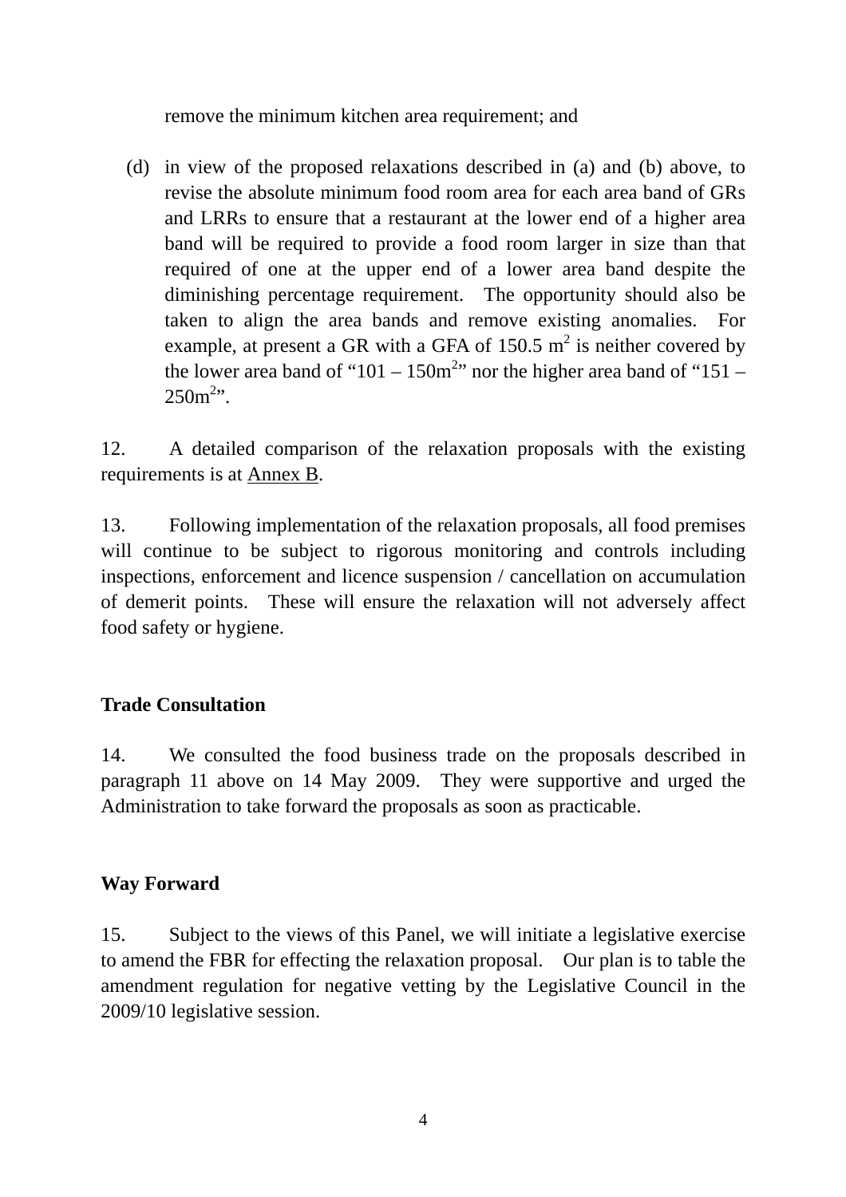remove the minimum kitchen area requirement; and

(d) in view of the proposed relaxations described in (a) and (b) above, to revise the absolute minimum food room area for each area band of GRs and LRRs to ensure that a restaurant at the lower end of a higher area band will be required to provide a food room larger in size than that required of one at the upper end of a lower area band despite the diminishing percentage requirement. The opportunity should also be taken to align the area bands and remove existing anomalies. For example, at present a GR with a GFA of 150.5 $m^2$ is neither covered by the lower area band of "101 – 150$m^2$" nor the higher area band of "151 – 250$m^2$".

12. A detailed comparison of the relaxation proposals with the existing requirements is at Annex B.

13. Following implementation of the relaxation proposals, all food premises will continue to be subject to rigorous monitoring and controls including inspections, enforcement and licence suspension / cancellation on accumulation of demerit points. These will ensure the relaxation will not adversely affect food safety or hygiene.

## Trade Consultation

14. We consulted the food business trade on the proposals described in paragraph 11 above on 14 May 2009. They were supportive and urged the Administration to take forward the proposals as soon as practicable.

## Way Forward

15. Subject to the views of this Panel, we will initiate a legislative exercise to amend the FBR for effecting the relaxation proposal. Our plan is to table the amendment regulation for negative vetting by the Legislative Council in the 2009/10 legislative session.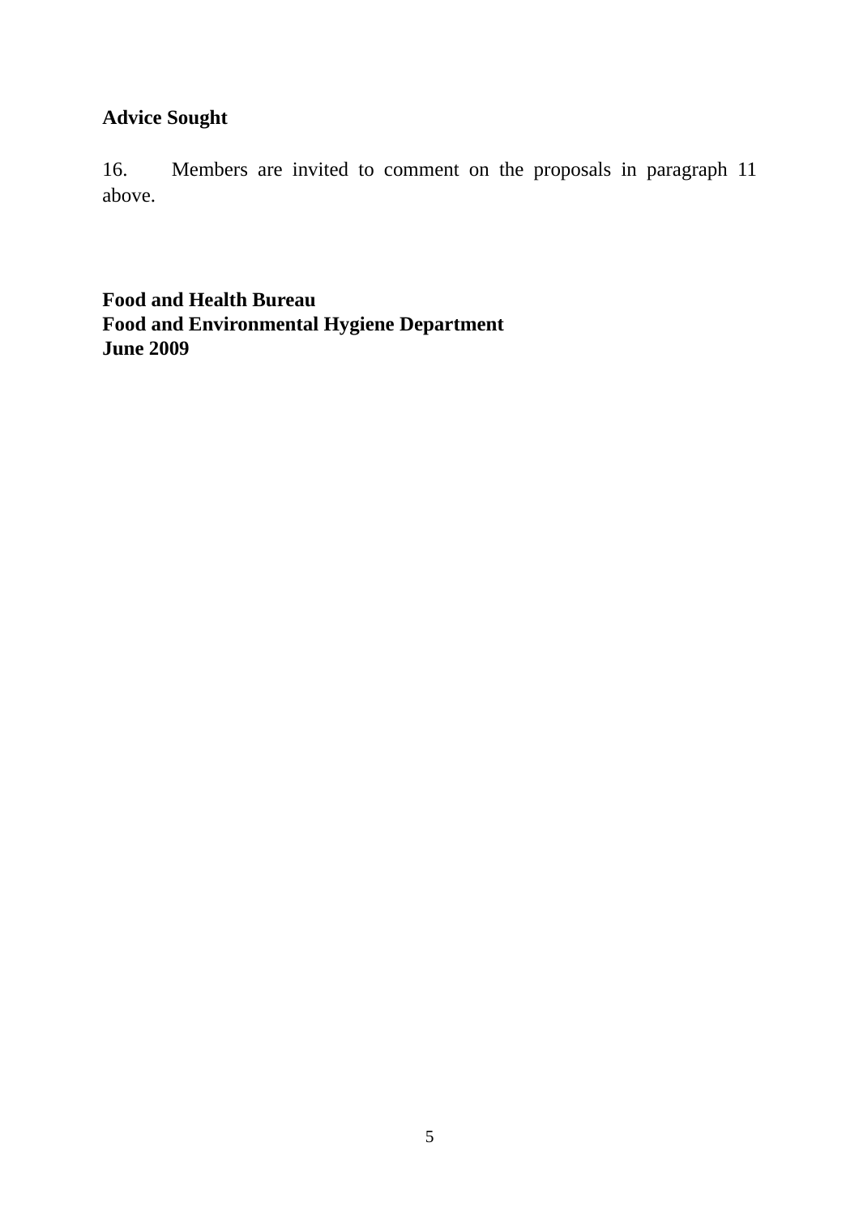**Advice Sought**

16. Members are invited to comment on the proposals in paragraph 11 above.

**Food and Health Bureau**
**Food and Environmental Hygiene Department**
**June 2009**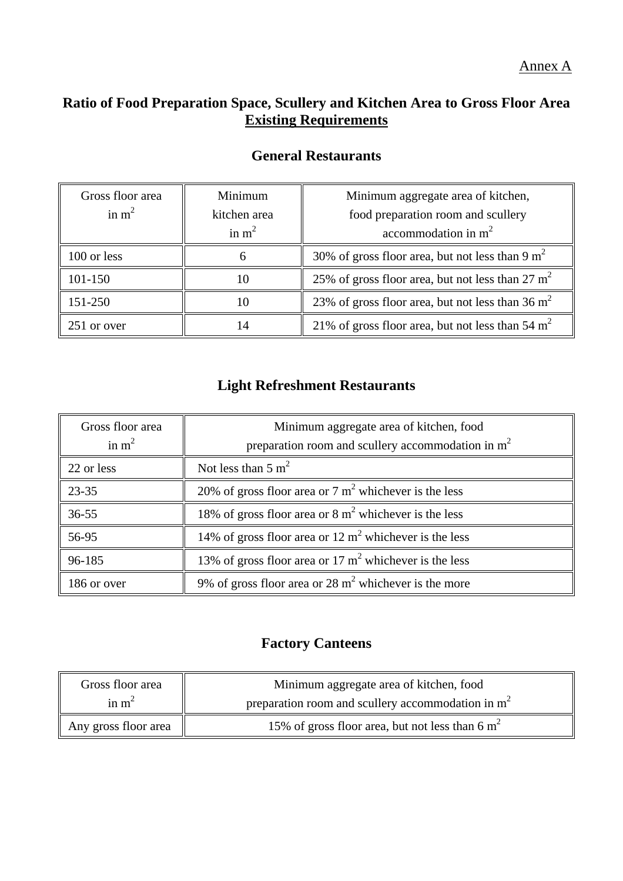Annex A

## Ratio of Food Preparation Space, Scullery and Kitchen Area to Gross Floor Area
## Existing Requirements

### General Restaurants

| Gross floor area in $m^2$ | Minimum kitchen area in $m^2$ | Minimum aggregate area of kitchen, food preparation room and scullery accommodation in $m^2$ |
|---|---|---|
| 100 or less | 6 | 30% of gross floor area, but not less than 9 $m^2$ |
| 101-150 | 10 | 25% of gross floor area, but not less than 27 $m^2$ |
| 151-250 | 10 | 23% of gross floor area, but not less than 36 $m^2$ |
| 251 or over | 14 | 21% of gross floor area, but not less than 54 $m^2$ |

### Light Refreshment Restaurants

| Gross floor area in $m^2$ | Minimum aggregate area of kitchen, food preparation room and scullery accommodation in $m^2$ |
|---|---|
| 22 or less | Not less than 5 $m^2$ |
| 23-35 | 20% of gross floor area or 7 $m^2$ whichever is the less |
| 36-55 | 18% of gross floor area or 8 $m^2$ whichever is the less |
| 56-95 | 14% of gross floor area or 12 $m^2$ whichever is the less |
| 96-185 | 13% of gross floor area or 17 $m^2$ whichever is the less |
| 186 or over | 9% of gross floor area or 28 $m^2$ whichever is the more |

### Factory Canteens

| Gross floor area in $m^2$ | Minimum aggregate area of kitchen, food preparation room and scullery accommodation in $m^2$ |
|---|---|
| Any gross floor area | 15% of gross floor area, but not less than 6 $m^2$ |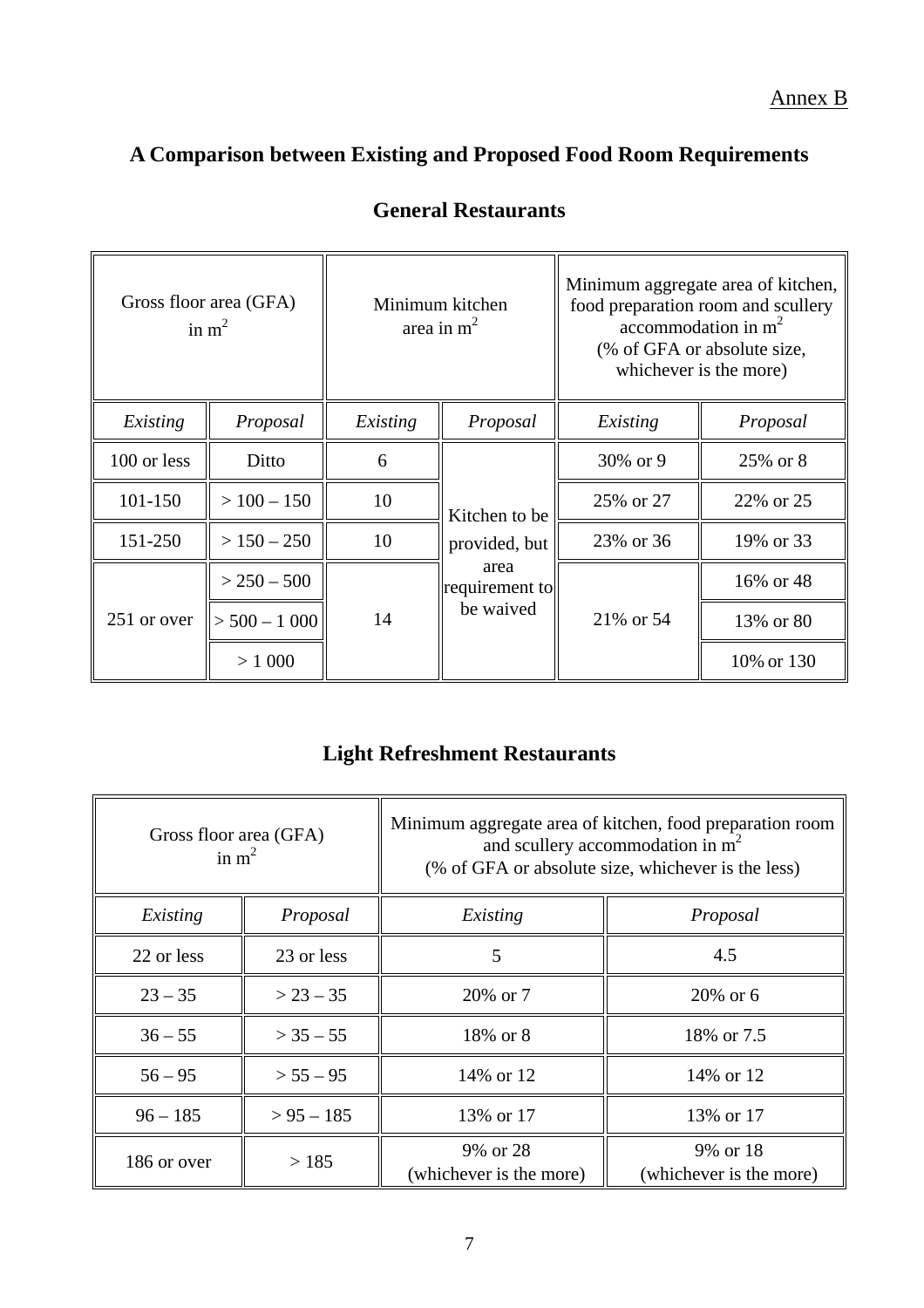Annex B

## A Comparison between Existing and Proposed Food Room Requirements

### General Restaurants

| Gross floor area (GFA) in $m^2$ | | Minimum kitchen area in $m^2$ | | Minimum aggregate area of kitchen, food preparation room and scullery accommodation in $m^2$ (% of GFA or absolute size, whichever is the more) | |
|---|---|---|---|---|---|
| *Existing* | *Proposal* | *Existing* | *Proposal* | *Existing* | *Proposal* |
| 100 or less | Ditto | 6 | Kitchen to be provided, but area requirement to be waived | 30% or 9 | 25% or 8 |
| 101-150 | > 100 – 150 | 10 | | 25% or 27 | 22% or 25 |
| 151-250 | > 150 – 250 | 10 | | 23% or 36 | 19% or 33 |
| 251 or over | > 250 – 500 | 14 | | 21% or 54 | 16% or 48 |
| | > 500 – 1 000 | | | | 13% or 80 |
| | > 1 000 | | | | 10% or 130 |

### Light Refreshment Restaurants

| Gross floor area (GFA) in $m^2$ | | Minimum aggregate area of kitchen, food preparation room and scullery accommodation in $m^2$ (% of GFA or absolute size, whichever is the less) | |
|---|---|---|---|
| *Existing* | *Proposal* | *Existing* | *Proposal* |
| 22 or less | 23 or less | 5 | 4.5 |
| 23 – 35 | > 23 – 35 | 20% or 7 | 20% or 6 |
| 36 – 55 | > 35 – 55 | 18% or 8 | 18% or 7.5 |
| 56 – 95 | > 55 – 95 | 14% or 12 | 14% or 12 |
| 96 – 185 | > 95 – 185 | 13% or 17 | 13% or 17 |
| 186 or over | > 185 | 9% or 28 (whichever is the more) | 9% or 18 (whichever is the more) |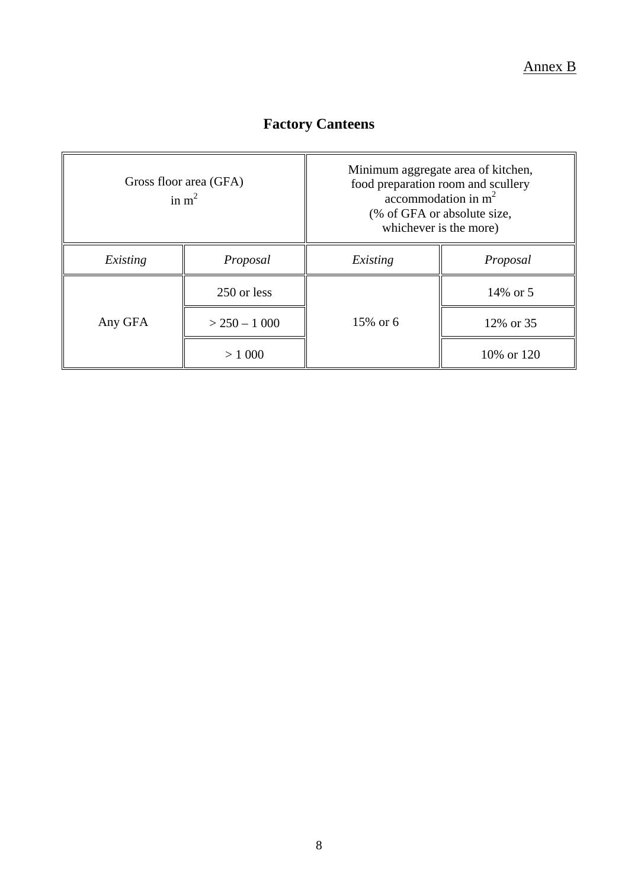Annex B

# Factory Canteens

| Gross floor area (GFA) in $m^2$ | | Minimum aggregate area of kitchen, food preparation room and scullery accommodation in $m^2$ (% of GFA or absolute size, whichever is the more) | |
|---|---|---|---|
| *Existing* | *Proposal* | *Existing* | *Proposal* |
| Any GFA | 250 or less | 15% or 6 | 14% or 5 |
| | > 250 – 1 000 | | 12% or 35 |
| | > 1 000 | | 10% or 120 |